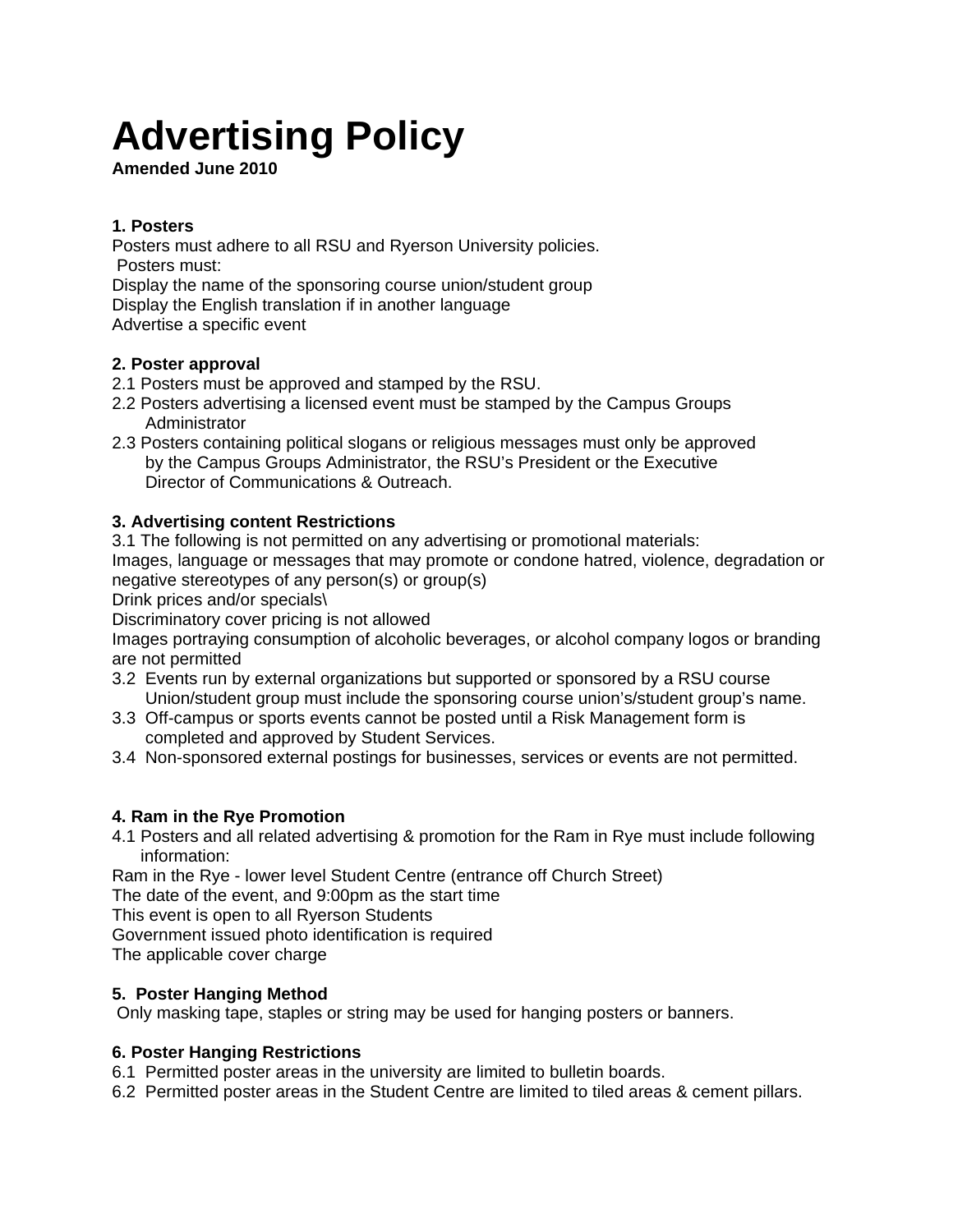# Advertising Policy

**Amended June 2010**

### 1. Posters

Posters must adhere to all RSU and Ryerson University policies.
Posters must:

- Display the name of the sponsoring course union/student group
- Display the English translation if in another language
- Advertise a specific event

### 2. Poster approval

2.1 Posters must be approved and stamped by the RSU.

2.2 Posters advertising a licensed event must be stamped by the Campus Groups Administrator

2.3 Posters containing political slogans or religious messages must only be approved by the Campus Groups Administrator, the RSU's President or the Executive Director of Communications & Outreach.

### 3. Advertising content Restrictions

3.1 The following is not permitted on any advertising or promotional materials:

- Images, language or messages that may promote or condone hatred, violence, degradation or negative stereotypes of any person(s) or group(s)
- Drink prices and/or specials\
- Discriminatory cover pricing is not allowed
- Images portraying consumption of alcoholic beverages, or alcohol company logos or branding are not permitted

3.2 Events run by external organizations but supported or sponsored by a RSU course Union/student group must include the sponsoring course union's/student group's name.

3.3 Off-campus or sports events cannot be posted until a Risk Management form is completed and approved by Student Services.

3.4 Non-sponsored external postings for businesses, services or events are not permitted.

### 4. Ram in the Rye Promotion

4.1 Posters and all related advertising & promotion for the Ram in Rye must include following information:

- Ram in the Rye - lower level Student Centre (entrance off Church Street)
- The date of the event, and 9:00pm as the start time
- This event is open to all Ryerson Students
- Government issued photo identification is required
- The applicable cover charge

### 5. Poster Hanging Method

Only masking tape, staples or string may be used for hanging posters or banners.

### 6. Poster Hanging Restrictions

6.1 Permitted poster areas in the university are limited to bulletin boards.

6.2 Permitted poster areas in the Student Centre are limited to tiled areas & cement pillars.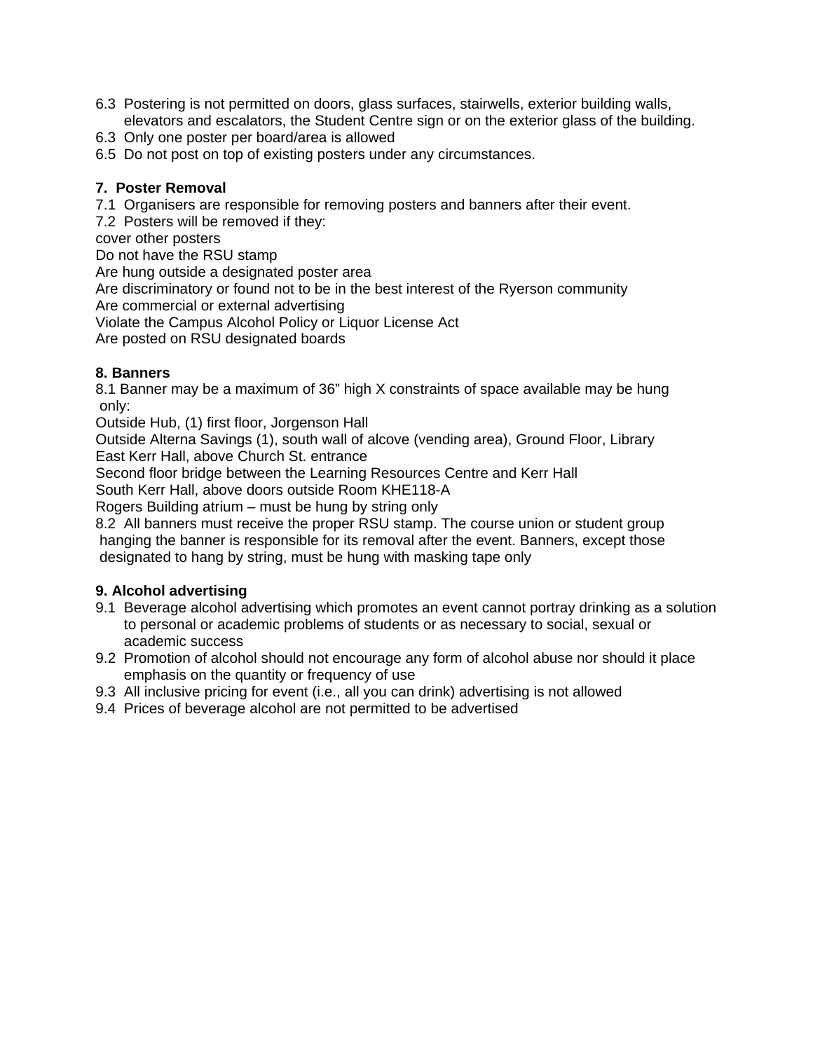6.3 Postering is not permitted on doors, glass surfaces, stairwells, exterior building walls, elevators and escalators, the Student Centre sign or on the exterior glass of the building.
6.3 Only one poster per board/area is allowed
6.5 Do not post on top of existing posters under any circumstances.

**7. Poster Removal**

7.1 Organisers are responsible for removing posters and banners after their event.
7.2 Posters will be removed if they:
cover other posters
Do not have the RSU stamp
Are hung outside a designated poster area
Are discriminatory or found not to be in the best interest of the Ryerson community
Are commercial or external advertising
Violate the Campus Alcohol Policy or Liquor License Act
Are posted on RSU designated boards

**8. Banners**

8.1 Banner may be a maximum of 36" high X constraints of space available may be hung only:
Outside Hub, (1) first floor, Jorgenson Hall
Outside Alterna Savings (1), south wall of alcove (vending area), Ground Floor, Library
East Kerr Hall, above Church St. entrance
Second floor bridge between the Learning Resources Centre and Kerr Hall
South Kerr Hall, above doors outside Room KHE118-A
Rogers Building atrium – must be hung by string only
8.2 All banners must receive the proper RSU stamp. The course union or student group hanging the banner is responsible for its removal after the event. Banners, except those designated to hang by string, must be hung with masking tape only

**9. Alcohol advertising**

9.1 Beverage alcohol advertising which promotes an event cannot portray drinking as a solution to personal or academic problems of students or as necessary to social, sexual or academic success
9.2 Promotion of alcohol should not encourage any form of alcohol abuse nor should it place emphasis on the quantity or frequency of use
9.3 All inclusive pricing for event (i.e., all you can drink) advertising is not allowed
9.4 Prices of beverage alcohol are not permitted to be advertised